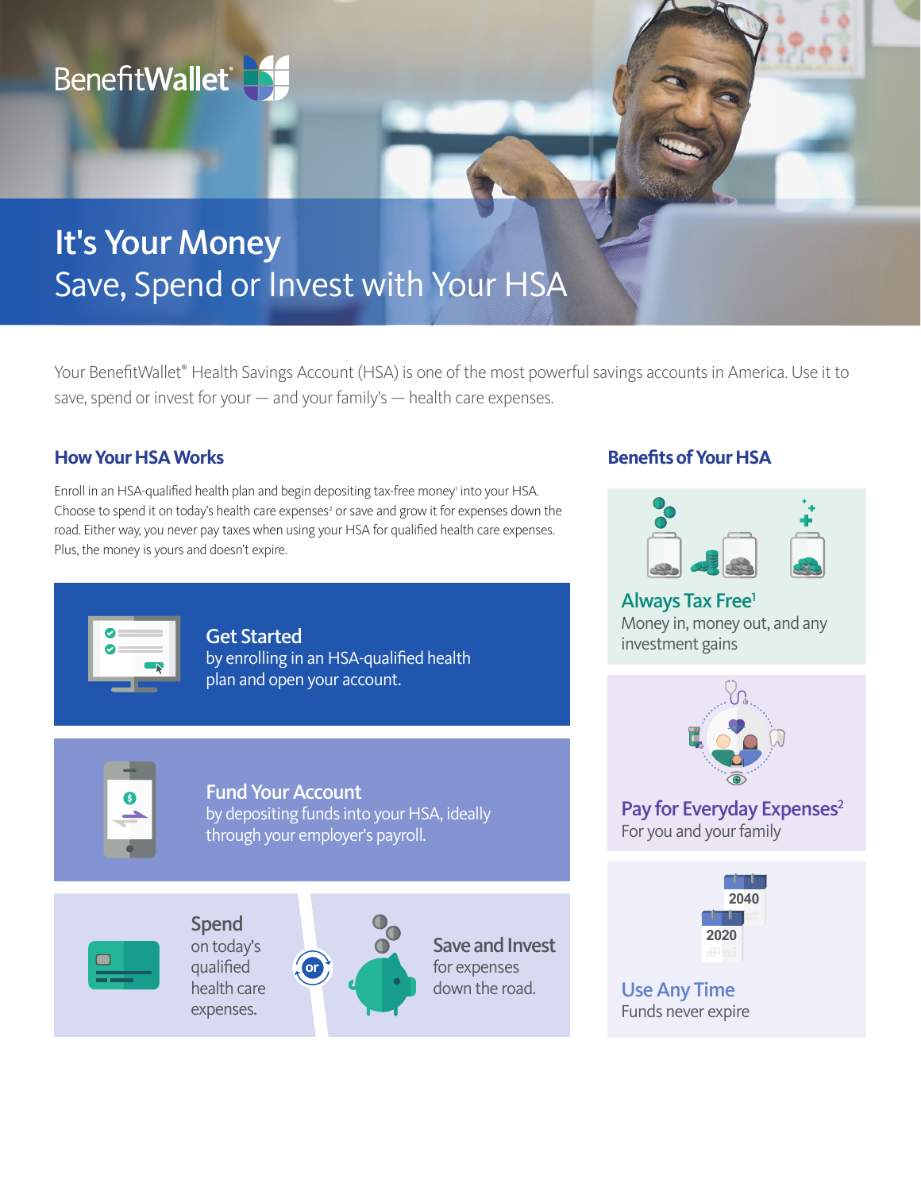BenefitWallet®

# It's Your Money

## Save, Spend or Invest with Your HSA

Your BenefitWallet® Health Savings Account (HSA) is one of the most powerful savings accounts in America. Use it to save, spend or invest for your — and your family's — health care expenses.

## How Your HSA Works

Enroll in an HSA-qualified health plan and begin depositing tax-free money[1] into your HSA. Choose to spend it on today's health care expenses[2] or save and grow it for expenses down the road. Either way, you never pay taxes when using your HSA for qualified health care expenses. Plus, the money is yours and doesn't expire.

### Get Started

by enrolling in an HSA-qualified health plan and open your account.

### Fund Your Account

by depositing funds into your HSA, ideally through your employer's payroll.

### Spend

on today's qualified health care expenses.

**or**

### Save and Invest

for expenses down the road.

## Benefits of Your HSA

### Always Tax Free[1]

Money in, money out, and any investment gains

### Pay for Everyday Expenses[2]

For you and your family

### Use Any Time

Funds never expire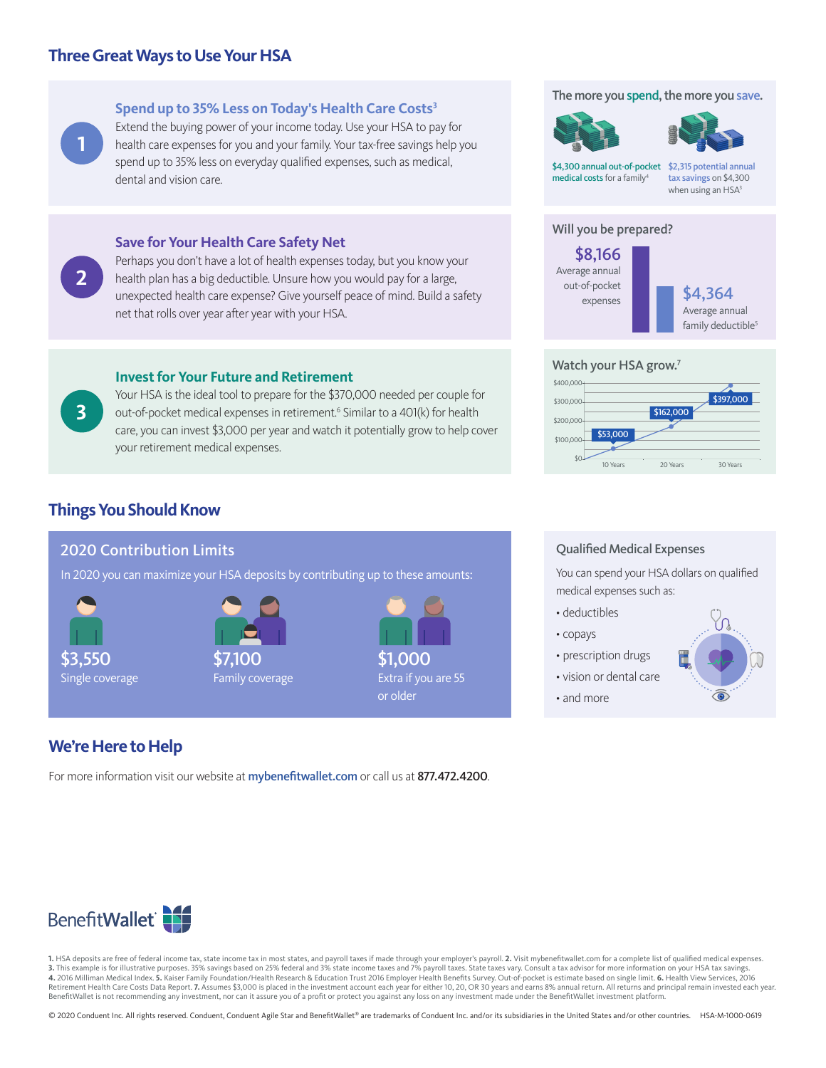## Three Great Ways to Use Your HSA

### 1 Spend up to 35% Less on Today's Health Care Costs[3]

Extend the buying power of your income today. Use your HSA to pay for health care expenses for you and your family. Your tax-free savings help you spend up to 35% less on everyday qualified expenses, such as medical, dental and vision care.

**The more you spend, the more you save.**

$4,300 annual out-of-pocket medical costs for a family[4]

$2,315 potential annual tax savings on $4,300 when using an HSA[3]

### 2 Save for Your Health Care Safety Net

Perhaps you don't have a lot of health expenses today, but you know your health plan has a big deductible. Unsure how you would pay for a large, unexpected health care expense? Give yourself peace of mind. Build a safety net that rolls over year after year with your HSA.

**Will you be prepared?**

$8,166
Average annual out-of-pocket expenses

$4,364
Average annual family deductible[5]

### 3 Invest for Your Future and Retirement

Your HSA is the ideal tool to prepare for the $370,000 needed per couple for out-of-pocket medical expenses in retirement.[6] Similar to a 401(k) for health care, you can invest $3,000 per year and watch it potentially grow to help cover your retirement medical expenses.

**Watch your HSA grow.[7]**

$400,000
$300,000
$200,000
$100,000
$0
10 Years
20 Years
30 Years
$53,000
$162,000
$397,000

## Things You Should Know

### 2020 Contribution Limits

In 2020 you can maximize your HSA deposits by contributing up to these amounts:

- **$3,550** Single coverage
- **$7,100** Family coverage
- **$1,000** Extra if you are 55 or older

### Qualified Medical Expenses

You can spend your HSA dollars on qualified medical expenses such as:

- deductibles
- copays
- prescription drugs
- vision or dental care
- and more

## We're Here to Help

For more information visit our website at **mybenefitwallet.com** or call us at **877.472.4200**.

BenefitWallet®

**1.** HSA deposits are free of federal income tax, state income tax in most states, and payroll taxes if made through your employer's payroll. **2.** Visit mybenefitwallet.com for a complete list of qualified medical expenses. **3.** This example is for illustrative purposes. 35% savings based on 25% federal and 3% state income taxes and 7% payroll taxes. State taxes vary. Consult a tax advisor for more information on your HSA tax savings. **4.** 2016 Milliman Medical Index. **5.** Kaiser Family Foundation/Health Research & Education Trust 2016 Employer Health Benefits Survey. Out-of-pocket is estimate based on single limit. **6.** Health View Services, 2016 Retirement Health Care Costs Data Report. **7.** Assumes $3,000 is placed in the investment account each year for either 10, 20, OR 30 years and earns 8% annual return. All returns and principal remain invested each year. BenefitWallet is not recommending any investment, nor can it assure you of a profit or protect you against any loss on any investment made under the BenefitWallet investment platform.

© 2020 Conduent Inc. All rights reserved. Conduent, Conduent Agile Star and BenefitWallet® are trademarks of Conduent Inc. and/or its subsidiaries in the United States and/or other countries. HSA-M-1000-0619